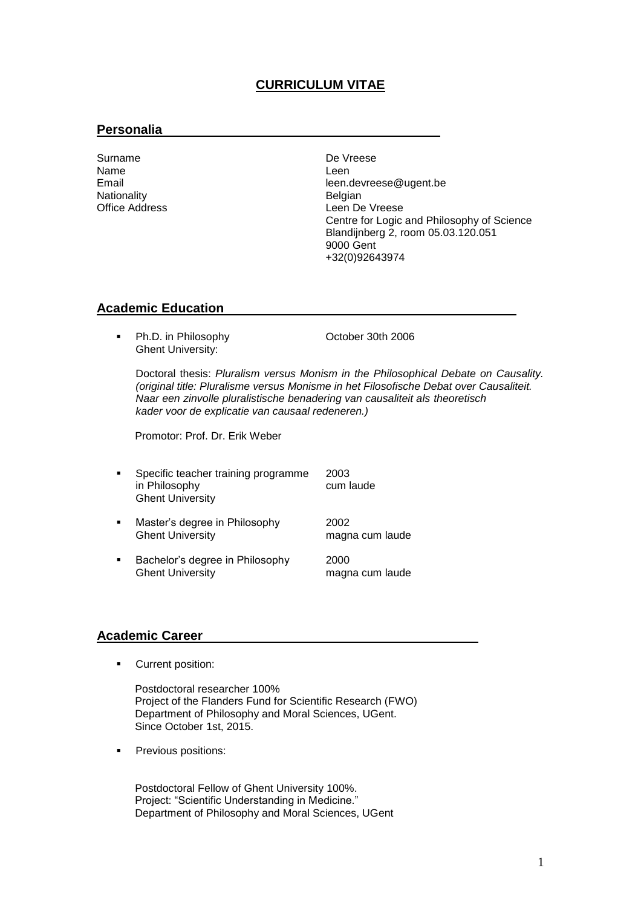# CURRICULUM VITAE

## Personalia

| | |
|---|---|
| Surname | De Vreese |
| Name | Leen |
| Email | leen.devreese@ugent.be |
| Nationality | Belgian |
| Office Address | Leen De Vreese<br>Centre for Logic and Philosophy of Science<br>Blandijnberg 2, room 05.03.120.051<br>9000 Gent<br>+32(0)92643974 |

## Academic Education

- Ph.D. in Philosophy — October 30th 2006
  Ghent University:

  Doctoral thesis: *Pluralism versus Monism in the Philosophical Debate on Causality. (original title: Pluralisme versus Monisme in het Filosofische Debat over Causaliteit. Naar een zinvolle pluralistische benadering van causaliteit als theoretisch kader voor de explicatie van causaal redeneren.)*

  Promotor: Prof. Dr. Erik Weber

- Specific teacher training programme in Philosophy — 2003, cum laude
  Ghent University

- Master's degree in Philosophy — 2002, magna cum laude
  Ghent University

- Bachelor's degree in Philosophy — 2000, magna cum laude
  Ghent University

## Academic Career

- Current position:

  Postdoctoral researcher 100%
  Project of the Flanders Fund for Scientific Research (FWO)
  Department of Philosophy and Moral Sciences, UGent.
  Since October 1st, 2015.

- Previous positions:

  Postdoctoral Fellow of Ghent University 100%.
  Project: "Scientific Understanding in Medicine."
  Department of Philosophy and Moral Sciences, UGent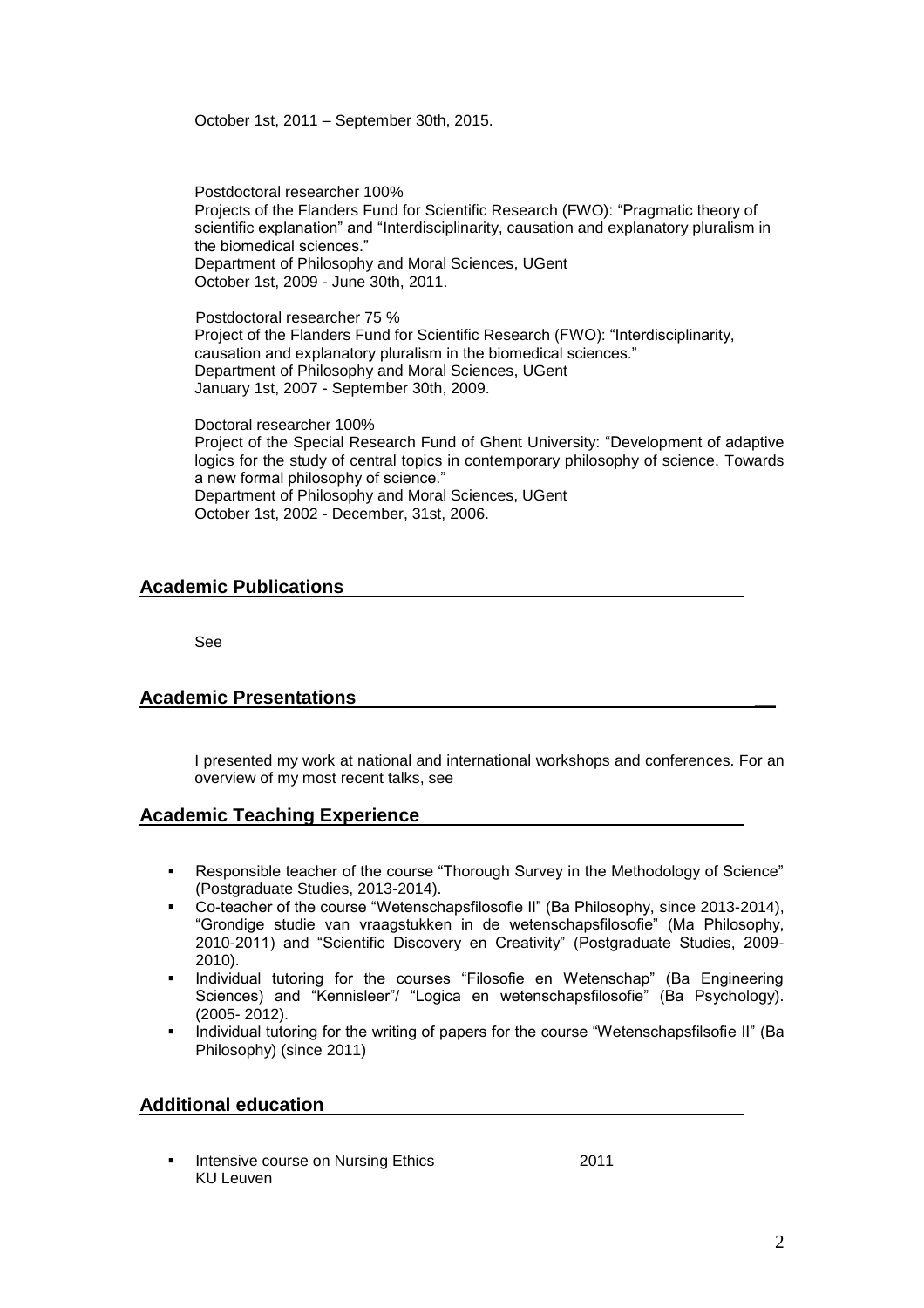October 1st, 2011 – September 30th, 2015.

Postdoctoral researcher 100%
Projects of the Flanders Fund for Scientific Research (FWO): "Pragmatic theory of scientific explanation" and "Interdisciplinarity, causation and explanatory pluralism in the biomedical sciences."
Department of Philosophy and Moral Sciences, UGent
October 1st, 2009 - June 30th, 2011.

Postdoctoral researcher 75 %
Project of the Flanders Fund for Scientific Research (FWO): "Interdisciplinarity, causation and explanatory pluralism in the biomedical sciences."
Department of Philosophy and Moral Sciences, UGent
January 1st, 2007 - September 30th, 2009.

Doctoral researcher 100%
Project of the Special Research Fund of Ghent University: "Development of adaptive logics for the study of central topics in contemporary philosophy of science. Towards a new formal philosophy of science."
Department of Philosophy and Moral Sciences, UGent
October 1st, 2002 - December, 31st, 2006.

## Academic Publications

See

## Academic Presentations

I presented my work at national and international workshops and conferences. For an overview of my most recent talks, see

## Academic Teaching Experience

- Responsible teacher of the course "Thorough Survey in the Methodology of Science" (Postgraduate Studies, 2013-2014).
- Co-teacher of the course "Wetenschapsfilosofie II" (Ba Philosophy, since 2013-2014), "Grondige studie van vraagstukken in de wetenschapsfilosofie" (Ma Philosophy, 2010-2011) and "Scientific Discovery en Creativity" (Postgraduate Studies, 2009-2010).
- Individual tutoring for the courses "Filosofie en Wetenschap" (Ba Engineering Sciences) and "Kennisleer"/ "Logica en wetenschapsfilosofie" (Ba Psychology). (2005- 2012).
- Individual tutoring for the writing of papers for the course "Wetenschapsfilsofie II" (Ba Philosophy) (since 2011)

## Additional education

- Intensive course on Nursing Ethics 2011
  KU Leuven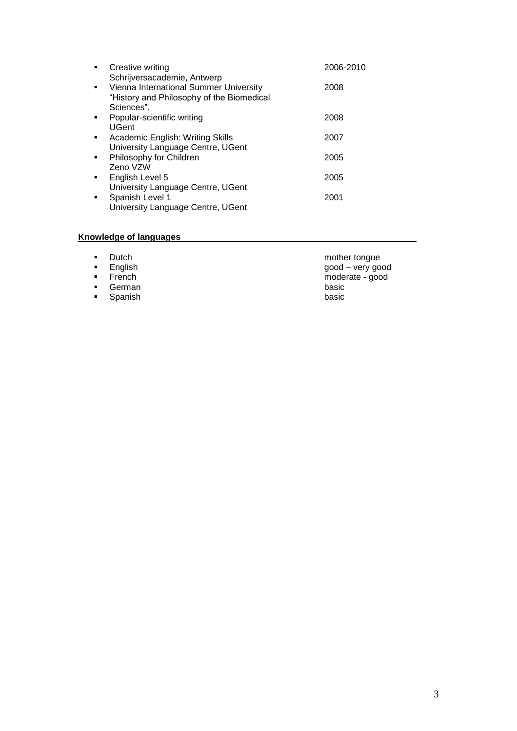- Creative writing 2006-2010
  Schrijversacademie, Antwerp
- Vienna International Summer University 2008
  "History and Philosophy of the Biomedical Sciences".
- Popular-scientific writing 2008
  UGent
- Academic English: Writing Skills 2007
  University Language Centre, UGent
- Philosophy for Children 2005
  Zeno VZW
- English Level 5 2005
  University Language Centre, UGent
- Spanish Level 1 2001
  University Language Centre, UGent

## Knowledge of languages

- Dutch mother tongue
- English good – very good
- French moderate - good
- German basic
- Spanish basic